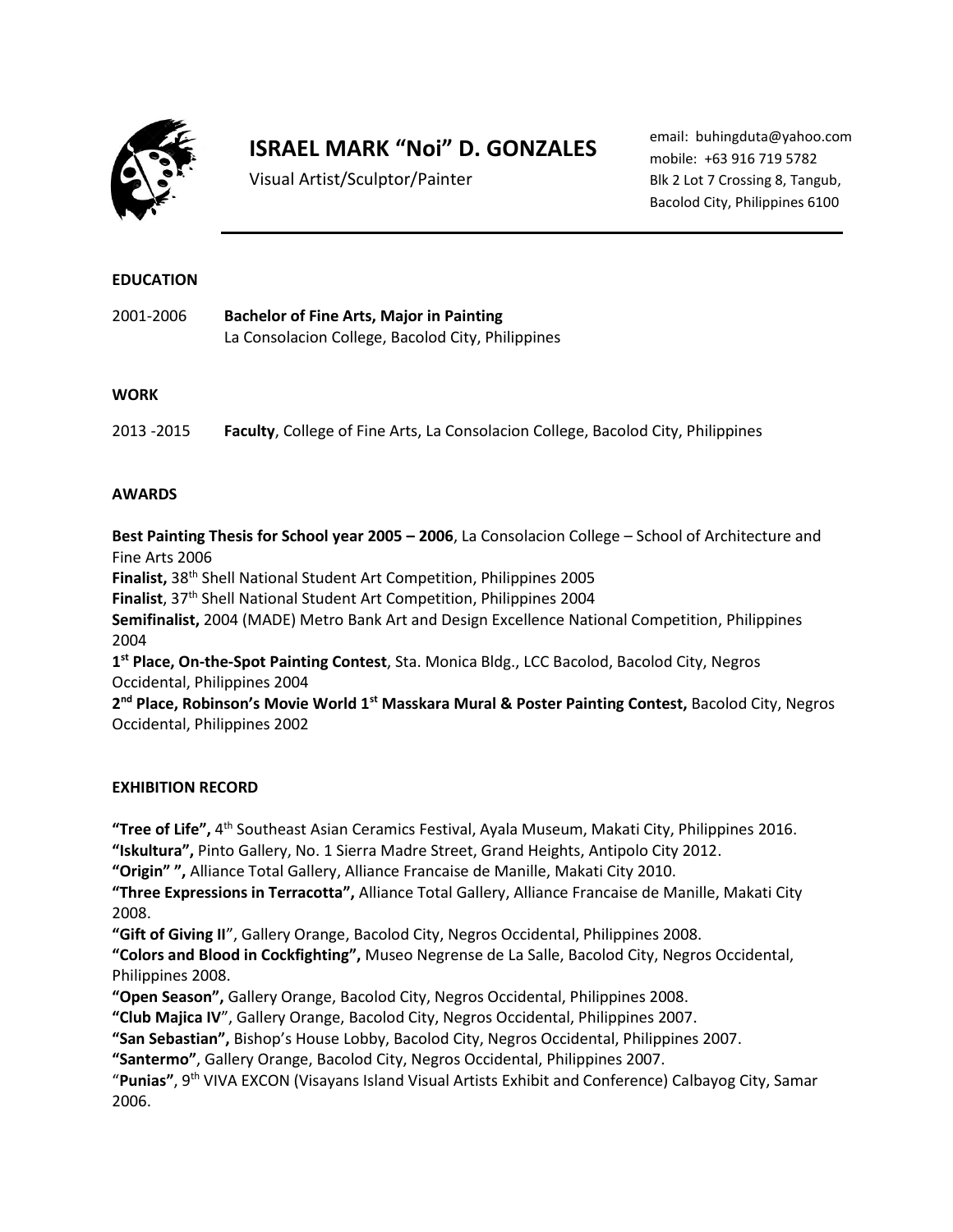# ISRAEL MARK "Noi" D. GONZALES

Visual Artist/Sculptor/Painter

email: buhingduta@yahoo.com
mobile: +63 916 719 5782
Blk 2 Lot 7 Crossing 8, Tangub,
Bacolod City, Philippines 6100

## EDUCATION

2001-2006 **Bachelor of Fine Arts, Major in Painting**
La Consolacion College, Bacolod City, Philippines

## WORK

2013 -2015 **Faculty**, College of Fine Arts, La Consolacion College, Bacolod City, Philippines

## AWARDS

**Best Painting Thesis for School year 2005 – 2006**, La Consolacion College – School of Architecture and Fine Arts 2006
**Finalist,** 38th Shell National Student Art Competition, Philippines 2005
**Finalist**, 37th Shell National Student Art Competition, Philippines 2004
**Semifinalist,** 2004 (MADE) Metro Bank Art and Design Excellence National Competition, Philippines 2004
**1st Place, On-the-Spot Painting Contest**, Sta. Monica Bldg., LCC Bacolod, Bacolod City, Negros Occidental, Philippines 2004
**2nd Place, Robinson's Movie World 1st Masskara Mural & Poster Painting Contest,** Bacolod City, Negros Occidental, Philippines 2002

## EXHIBITION RECORD

**"Tree of Life",** 4th Southeast Asian Ceramics Festival, Ayala Museum, Makati City, Philippines 2016.
**"Iskultura",** Pinto Gallery, No. 1 Sierra Madre Street, Grand Heights, Antipolo City 2012.
**"Origin" ",** Alliance Total Gallery, Alliance Francaise de Manille, Makati City 2010.
**"Three Expressions in Terracotta",** Alliance Total Gallery, Alliance Francaise de Manille, Makati City 2008.
**"Gift of Giving II**", Gallery Orange, Bacolod City, Negros Occidental, Philippines 2008.
**"Colors and Blood in Cockfighting",** Museo Negrense de La Salle, Bacolod City, Negros Occidental, Philippines 2008.
**"Open Season",** Gallery Orange, Bacolod City, Negros Occidental, Philippines 2008.
**"Club Majica IV**", Gallery Orange, Bacolod City, Negros Occidental, Philippines 2007.
**"San Sebastian",** Bishop's House Lobby, Bacolod City, Negros Occidental, Philippines 2007.
**"Santermo"**, Gallery Orange, Bacolod City, Negros Occidental, Philippines 2007.
"**Punias"**, 9th VIVA EXCON (Visayans Island Visual Artists Exhibit and Conference) Calbayog City, Samar 2006.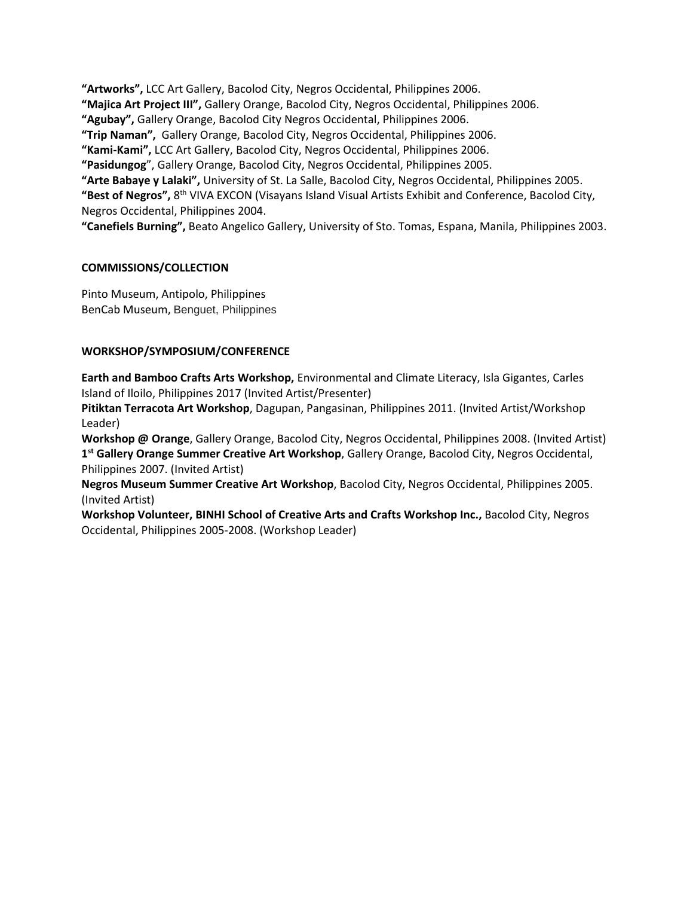**"Artworks",** LCC Art Gallery, Bacolod City, Negros Occidental, Philippines 2006.
**"Majica Art Project III",** Gallery Orange, Bacolod City, Negros Occidental, Philippines 2006.
**"Agubay",** Gallery Orange, Bacolod City Negros Occidental, Philippines 2006.
**"Trip Naman",** Gallery Orange, Bacolod City, Negros Occidental, Philippines 2006.
**"Kami-Kami",** LCC Art Gallery, Bacolod City, Negros Occidental, Philippines 2006.
**"Pasidungog**", Gallery Orange, Bacolod City, Negros Occidental, Philippines 2005.
**"Arte Babaye y Lalaki",** University of St. La Salle, Bacolod City, Negros Occidental, Philippines 2005.
**"Best of Negros",** 8th VIVA EXCON (Visayans Island Visual Artists Exhibit and Conference, Bacolod City, Negros Occidental, Philippines 2004.
**"Canefiels Burning",** Beato Angelico Gallery, University of Sto. Tomas, Espana, Manila, Philippines 2003.

**COMMISSIONS/COLLECTION**

Pinto Museum, Antipolo, Philippines
BenCab Museum, Benguet, Philippines

**WORKSHOP/SYMPOSIUM/CONFERENCE**

**Earth and Bamboo Crafts Arts Workshop,** Environmental and Climate Literacy, Isla Gigantes, Carles Island of Iloilo, Philippines 2017 (Invited Artist/Presenter)
**Pitiktan Terracota Art Workshop**, Dagupan, Pangasinan, Philippines 2011. (Invited Artist/Workshop Leader)
**Workshop @ Orange**, Gallery Orange, Bacolod City, Negros Occidental, Philippines 2008. (Invited Artist)
**1st Gallery Orange Summer Creative Art Workshop**, Gallery Orange, Bacolod City, Negros Occidental, Philippines 2007. (Invited Artist)
**Negros Museum Summer Creative Art Workshop**, Bacolod City, Negros Occidental, Philippines 2005. (Invited Artist)
**Workshop Volunteer, BINHI School of Creative Arts and Crafts Workshop Inc.,** Bacolod City, Negros Occidental, Philippines 2005-2008. (Workshop Leader)